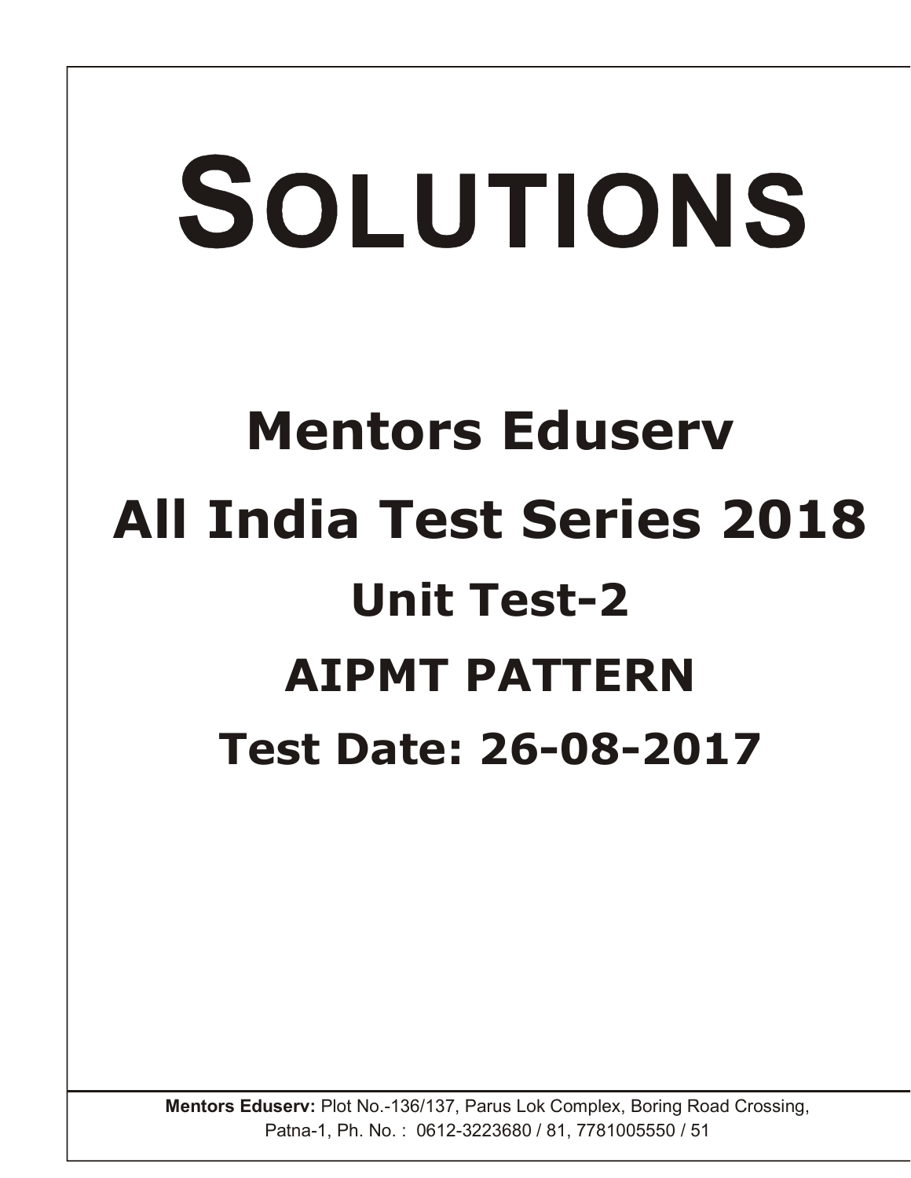# SOLUTIONS

## Mentors Eduserv

## All India Test Series 2018

### Unit Test-2

### AIPMT PATTERN

### Test Date: 26-08-2017

**Mentors Eduserv:** Plot No.-136/137, Parus Lok Complex, Boring Road Crossing, Patna-1, Ph. No. : 0612-3223680 / 81, 7781005550 / 51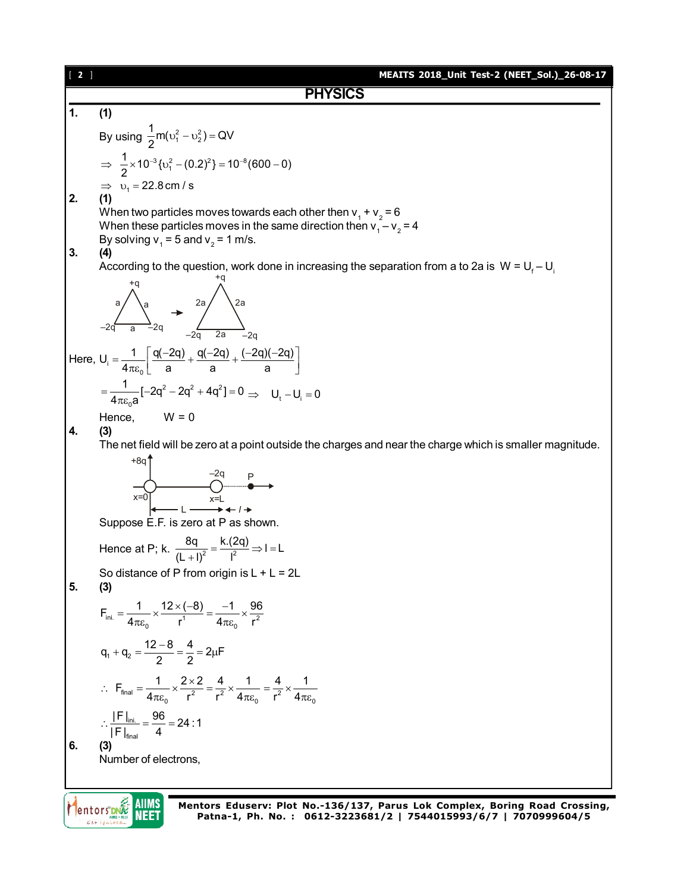## PHYSICS

**1. (1)**

By using $\frac{1}{2}m(\upsilon_1^2 - \upsilon_2^2) = QV$

$\Rightarrow \frac{1}{2} \times 10^{-3}\{\upsilon_1^2 - (0.2)^2\} = 10^{-8}(600 - 0)$

$\Rightarrow \upsilon_1 = 22.8\,\text{cm/s}$

**2. (1)**

When two particles moves towards each other then $v_1 + v_2 = 6$

When these particles moves in the same direction then $v_1 - v_2 = 4$

By solving $v_1 = 5$ and $v_2 = 1$ m/s.

**3. (4)**

According to the question, work done in increasing the separation from a to 2a is $W = U_f - U_i$

Here, $U_i = \frac{1}{4\pi\varepsilon_0}\left[\frac{q(-2q)}{a} + \frac{q(-2q)}{a} + \frac{(-2q)(-2q)}{a}\right]$

$= \frac{1}{4\pi\varepsilon_0 a}[-2q^2 - 2q^2 + 4q^2] = 0 \Rightarrow \quad U_t - U_i = 0$

Hence, $\quad W = 0$

**4. (3)**

The net field will be zero at a point outside the charges and near the charge which is smaller magnitude.

Suppose E.F. is zero at P as shown.

Hence at P; k. $\frac{8q}{(L+l)^2} = \frac{k.(2q)}{l^2} \Rightarrow l = L$

So distance of P from origin is L + L = 2L

**5. (3)**

$F_{ini.} = \frac{1}{4\pi\varepsilon_0} \times \frac{12 \times (-8)}{r^1} = \frac{-1}{4\pi\varepsilon_0} \times \frac{96}{r^2}$

$q_1 + q_2 = \frac{12-8}{2} = \frac{4}{2} = 2\mu F$

$\therefore F_{final} = \frac{1}{4\pi\varepsilon_0} \times \frac{2 \times 2}{r^2} = \frac{4}{r^2} \times \frac{1}{4\pi\varepsilon_0} = \frac{4}{r^2} \times \frac{1}{4\pi\varepsilon_0}$

$\therefore \frac{|F|_{ini.}}{|F|_{final}} = \frac{96}{4} = 24:1$

**6. (3)**

Number of electrons,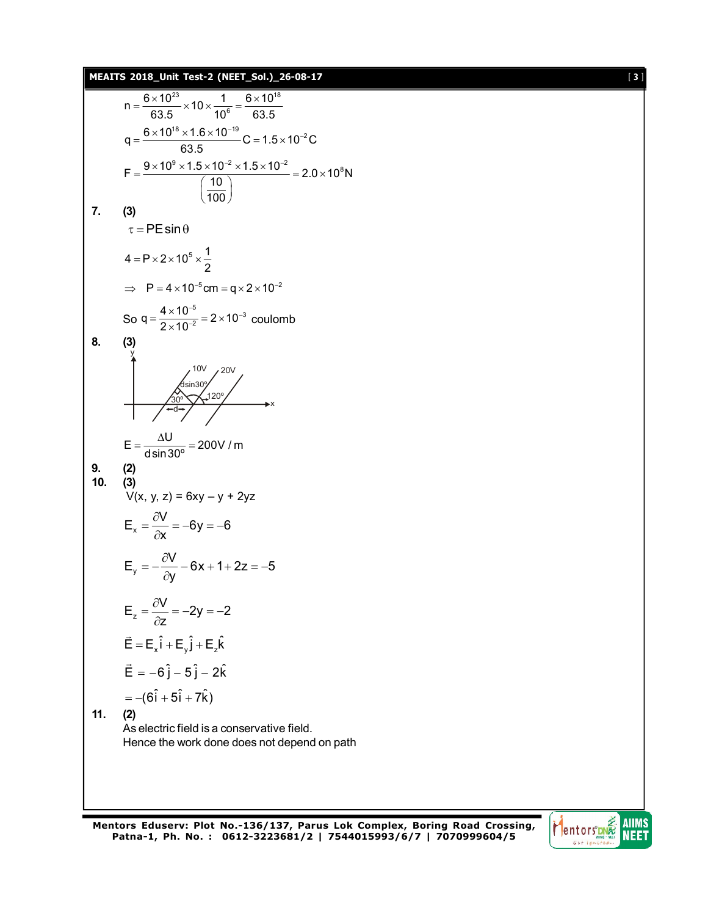$$n = \frac{6\times10^{23}}{63.5}\times10\times\frac{1}{10^6} = \frac{6\times10^{18}}{63.5}$$

$$q = \frac{6\times10^{18}\times1.6\times10^{-19}}{63.5}C = 1.5\times10^{-2}C$$

$$F = \frac{9\times10^9\times1.5\times10^{-2}\times1.5\times10^{-2}}{\left(\frac{10}{100}\right)} = 2.0\times10^8 N$$

**7. (3)**

$$\tau = PE\sin\theta$$

$$4 = P\times2\times10^5\times\frac{1}{2}$$

$$\Rightarrow \quad P = 4\times10^{-5}cm = q\times2\times10^{-2}$$

$$\text{So } q = \frac{4\times10^{-5}}{2\times10^{-2}} = 2\times10^{-3} \text{ coulomb}$$

**8. (3)**

$$E = \frac{\Delta U}{d\sin30^\circ} = 200V/m$$

**9. (2)**

**10. (3)**

$V(x, y, z) = 6xy - y + 2yz$

$$E_x = \frac{\partial V}{\partial x} = -6y = -6$$

$$E_y = -\frac{\partial V}{\partial y} - 6x + 1 + 2z = -5$$

$$E_z = \frac{\partial V}{\partial z} = -2y = -2$$

$$\vec{E} = E_x\hat{i} + E_y\hat{j} + E_z\hat{k}$$

$$\vec{E} = -6\hat{j} - 5\hat{j} - 2\hat{k}$$

$$= -(6\hat{i} + 5\hat{i} + 7\hat{k})$$

**11. (2)**

As electric field is a conservative field.
Hence the work done does not depend on path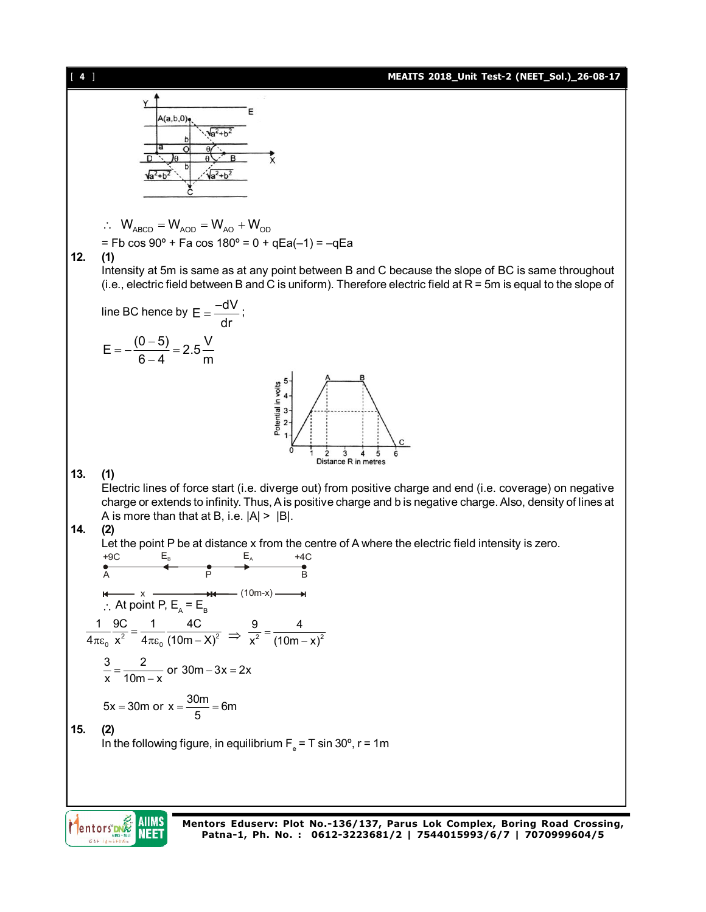$\therefore \ W_{ABCD} = W_{AOD} = W_{AO} + W_{OD}$

= Fb cos 90º + Fa cos 180º = 0 + qEa(–1) = –qEa

**12. (1)**

Intensity at 5m is same as at any point between B and C because the slope of BC is same throughout (i.e., electric field between B and C is uniform). Therefore electric field at R = 5m is equal to the slope of line BC hence by $E = \frac{-dV}{dr}$;

$$E = -\frac{(0-5)}{6-4} = 2.5\frac{V}{m}$$

**13. (1)**

Electric lines of force start (i.e. diverge out) from positive charge and end (i.e. coverage) on negative charge or extends to infinity. Thus, A is positive charge and b is negative charge. Also, density of lines at A is more than that at B, i.e. |A| > |B|.

**14. (2)**

Let the point P be at distance x from the centre of A where the electric field intensity is zero.

$\therefore$ At point P, $E_A = E_B$

$$\frac{1}{4\pi\varepsilon_0}\frac{9C}{x^2} = \frac{1}{4\pi\varepsilon_0}\frac{4C}{(10m - X)^2} \Rightarrow \frac{9}{x^2} = \frac{4}{(10m - x)^2}$$

$$\frac{3}{x} = \frac{2}{10m - x} \text{ or } 30m - 3x = 2x$$

$$5x = 30m \text{ or } x = \frac{30m}{5} = 6m$$

**15. (2)**

In the following figure, in equilibrium $F_e = T \sin 30^\circ$, r = 1m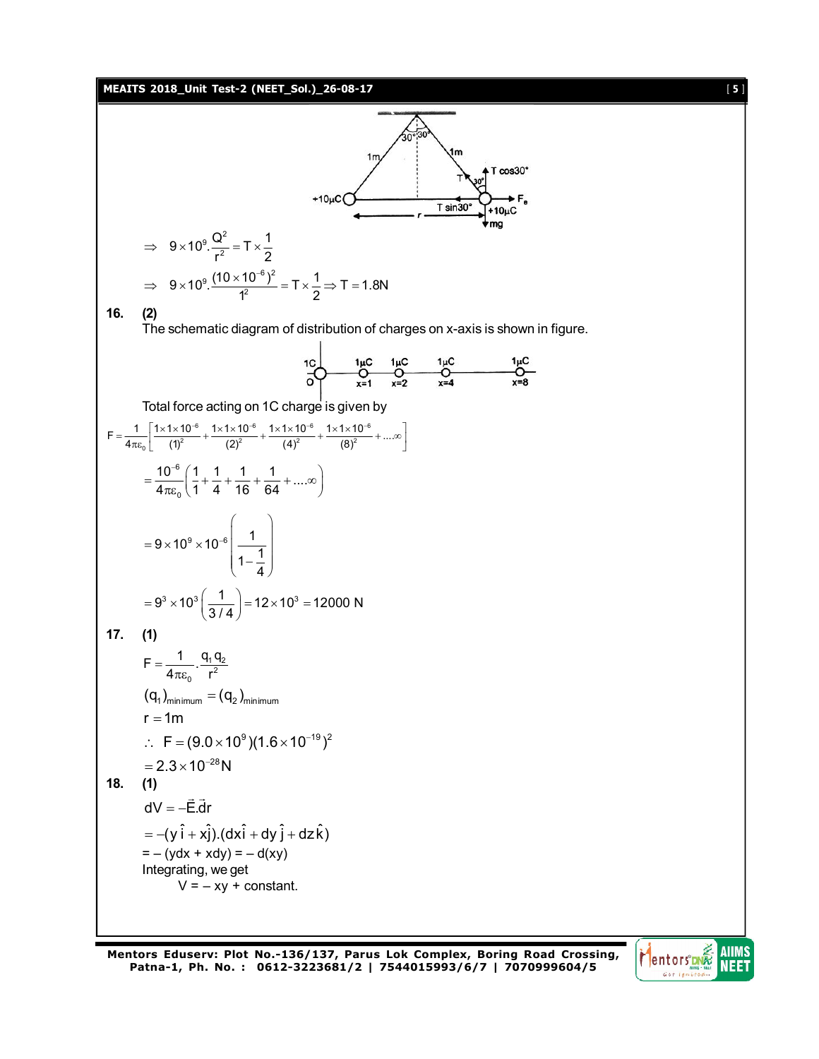$$\Rightarrow \quad 9\times10^{9}.\frac{Q^{2}}{r^{2}} = T\times\frac{1}{2}$$

$$\Rightarrow \quad 9\times10^{9}.\frac{(10\times10^{-6})^{2}}{1^{2}} = T\times\frac{1}{2} \Rightarrow T = 1.8\text{N}$$

**16. (2)**

The schematic diagram of distribution of charges on x-axis is shown in figure.

Total force acting on 1C charge is given by

$$F = \frac{1}{4\pi\varepsilon_0}\left[\frac{1\times1\times10^{-6}}{(1)^2} + \frac{1\times1\times10^{-6}}{(2)^2} + \frac{1\times1\times10^{-6}}{(4)^2} + \frac{1\times1\times10^{-6}}{(8)^2} + ....\infty\right]$$

$$= \frac{10^{-6}}{4\pi\varepsilon_0}\left(\frac{1}{1} + \frac{1}{4} + \frac{1}{16} + \frac{1}{64} + ....\infty\right)$$

$$= 9\times10^{9}\times10^{-6}\left(\frac{1}{1-\frac{1}{4}}\right)$$

$$= 9^{3}\times10^{3}\left(\frac{1}{3/4}\right) = 12\times10^{3} = 12000\ \text{N}$$

**17. (1)**

$$F = \frac{1}{4\pi\varepsilon_0}.\frac{q_1 q_2}{r^2}$$

$$(q_1)_{\text{minimum}} = (q_2)_{\text{minimum}}$$

$$r = 1\text{m}$$

$$\therefore \quad F = (9.0\times10^{9})(1.6\times10^{-19})^{2}$$

$$= 2.3\times10^{-28}\text{N}$$

**18. (1)**

$$dV = -\vec{E}.\vec{dr}$$

$$= -(y\,\hat{i} + x\hat{j}).(dx\hat{i} + dy\,\hat{j} + dz\,\hat{k})$$

$= -(ydx + xdy) = -d(xy)$

Integrating, we get

$V = -xy + \text{constant}.$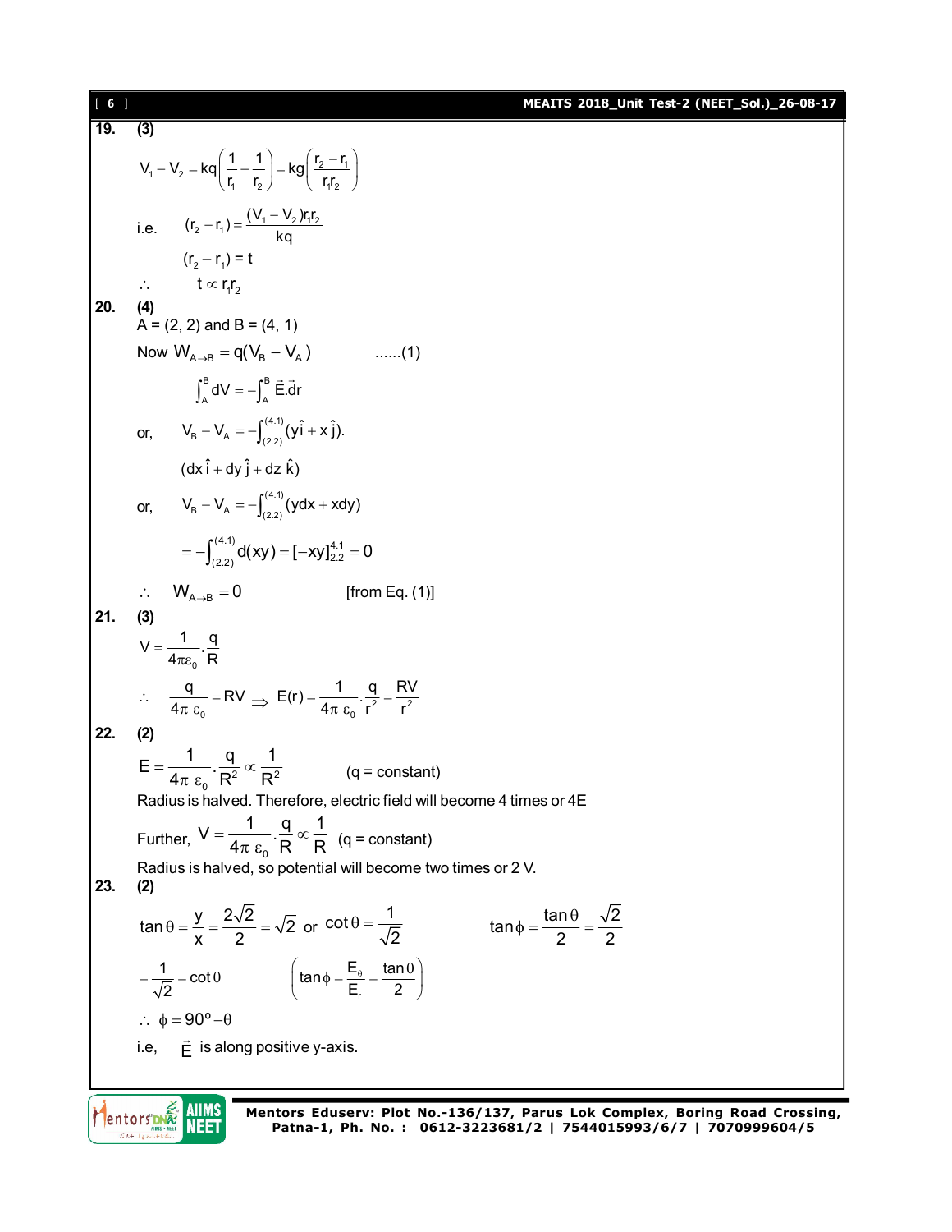**19.** **(3)**

$$V_1 - V_2 = kq\left(\frac{1}{r_1} - \frac{1}{r_2}\right) = kg\left(\frac{r_2 - r_1}{r_1 r_2}\right)$$

i.e. $\quad (r_2 - r_1) = \dfrac{(V_1 - V_2) r_1 r_2}{kq}$

$(r_2 - r_1) = t$

$\therefore \quad t \propto r_1 r_2$

**20.** **(4)**

A = (2, 2) and B = (4, 1)

Now $W_{A \to B} = q(V_B - V_A)$ ......(1)

$$\int_A^B dV = -\int_A^B \vec{E}.\vec{d}r$$

or, $\quad V_B - V_A = -\int_{(2.2)}^{(4.1)} (y\hat{i} + x\hat{j}).$

$(dx\,\hat{i} + dy\,\hat{j} + dz\,\hat{k})$

or, $\quad V_B - V_A = -\int_{(2.2)}^{(4.1)} (ydx + xdy)$

$$= -\int_{(2.2)}^{(4.1)} d(xy) = [-xy]_{2.2}^{4.1} = 0$$

$\therefore \quad W_{A \to B} = 0$ [from Eq. (1)]

**21.** **(3)**

$$V = \frac{1}{4\pi\varepsilon_0} \cdot \frac{q}{R}$$

$\therefore \quad \dfrac{q}{4\pi\,\varepsilon_0} = RV \Rightarrow E(r) = \dfrac{1}{4\pi\,\varepsilon_0} \cdot \dfrac{q}{r^2} = \dfrac{RV}{r^2}$

**22.** **(2)**

$E = \dfrac{1}{4\pi\,\varepsilon_0} \cdot \dfrac{q}{R^2} \propto \dfrac{1}{R^2}$ (q = constant)

Radius is halved. Therefore, electric field will become 4 times or 4E

Further, $V = \dfrac{1}{4\pi\,\varepsilon_0} \cdot \dfrac{q}{R} \propto \dfrac{1}{R}$ (q = constant)

Radius is halved, so potential will become two times or 2 V.

**23.** **(2)**

$\tan\theta = \dfrac{y}{x} = \dfrac{2\sqrt{2}}{2} = \sqrt{2}$ or $\cot\theta = \dfrac{1}{\sqrt{2}}$ $\qquad \tan\phi = \dfrac{\tan\theta}{2} = \dfrac{\sqrt{2}}{2}$

$= \dfrac{1}{\sqrt{2}} = \cot\theta \qquad \left(\tan\phi = \dfrac{E_\theta}{E_r} = \dfrac{\tan\theta}{2}\right)$

$\therefore \ \phi = 90^\circ - \theta$

i.e, $\quad \vec{E}$ is along positive y-axis.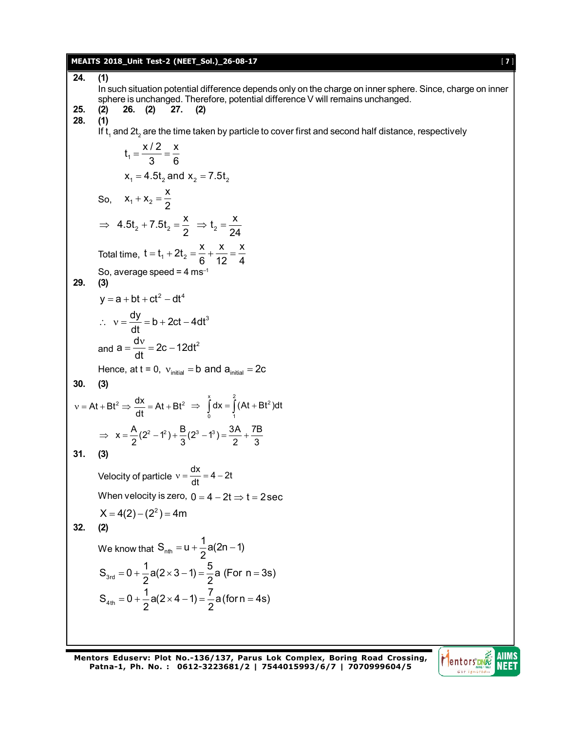**24. (1)**

In such situation potential difference depends only on the charge on inner sphere. Since, charge on inner sphere is unchanged. Therefore, potential difference V will remains unchanged.

**25. (2) 26. (2) 27. (2)**

**28. (1)**

If $t_1$ and $2t_2$ are the time taken by particle to cover first and second half distance, respectively

$$t_1 = \frac{x/2}{3} = \frac{x}{6}$$

$$x_1 = 4.5t_2 \text{ and } x_2 = 7.5t_2$$

So, $x_1 + x_2 = \frac{x}{2}$

$$\Rightarrow 4.5t_2 + 7.5t_2 = \frac{x}{2} \Rightarrow t_2 = \frac{x}{24}$$

Total time, $t = t_1 + 2t_2 = \frac{x}{6} + \frac{x}{12} = \frac{x}{4}$

So, average speed = 4 $ms^{-1}$

**29. (3)**

$$y = a + bt + ct^2 - dt^4$$

$$\therefore \nu = \frac{dy}{dt} = b + 2ct - 4dt^3$$

and $a = \frac{d\nu}{dt} = 2c - 12dt^2$

Hence, at t = 0, $\nu_{initial} = b$ and $a_{initial} = 2c$

**30. (3)**

$$\nu = At + Bt^2 \Rightarrow \frac{dx}{dt} = At + Bt^2 \Rightarrow \int_0^x dx = \int_1^2 (At + Bt^2)dt$$

$$\Rightarrow x = \frac{A}{2}(2^2 - 1^2) + \frac{B}{3}(2^3 - 1^3) = \frac{3A}{2} + \frac{7B}{3}$$

**31. (3)**

Velocity of particle $\nu = \frac{dx}{dt} = 4 - 2t$

When velocity is zero, $0 = 4 - 2t \Rightarrow t = 2\,\text{sec}$

$$X = 4(2) - (2^2) = 4\text{m}$$

**32. (2)**

We know that $S_{nth} = u + \frac{1}{2}a(2n - 1)$

$$S_{3rd} = 0 + \frac{1}{2}a(2 \times 3 - 1) = \frac{5}{2}a \text{ (For } n = 3s)$$

$$S_{4th} = 0 + \frac{1}{2}a(2 \times 4 - 1) = \frac{7}{2}a \text{ (for } n = 4s)$$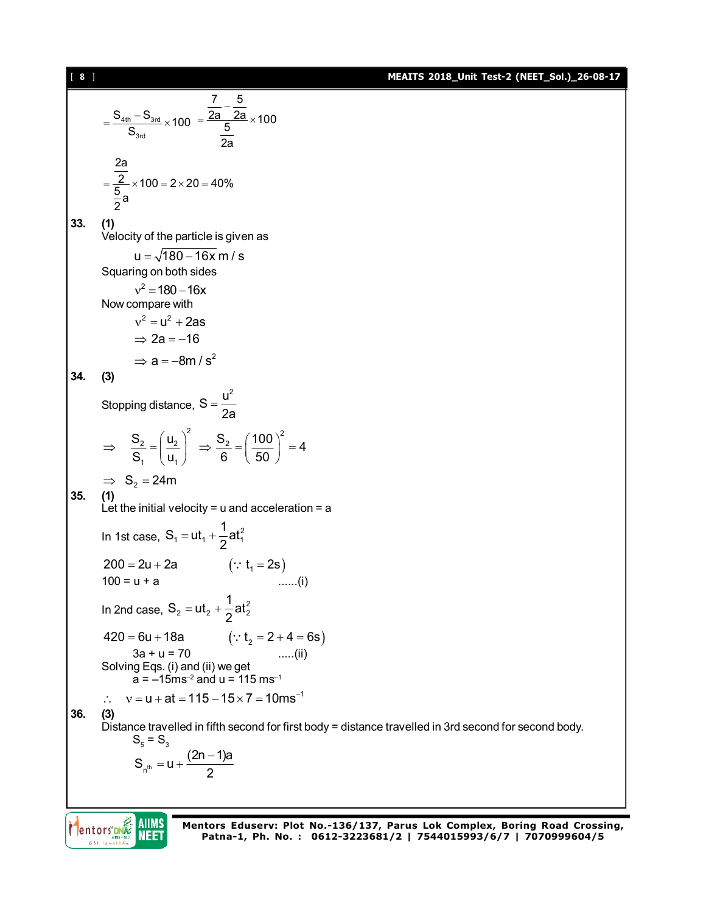$$= \frac{S_{4th} - S_{3rd}}{S_{3rd}} \times 100 = \frac{\frac{7}{2a} - \frac{5}{2a}}{\frac{5}{2a}} \times 100$$

$$= \frac{\frac{2a}{2}}{\frac{5}{2}a} \times 100 = 2 \times 20 = 40\%$$

**33. (1)**

Velocity of the particle is given as

$$u = \sqrt{180 - 16x} \text{ m/s}$$

Squaring on both sides

$$v^2 = 180 - 16x$$

Now compare with

$$v^2 = u^2 + 2as$$

$$\Rightarrow 2a = -16$$

$$\Rightarrow a = -8 \text{m/s}^2$$

**34. (3)**

Stopping distance, $S = \frac{u^2}{2a}$

$$\Rightarrow \frac{S_2}{S_1} = \left(\frac{u_2}{u_1}\right)^2 \Rightarrow \frac{S_2}{6} = \left(\frac{100}{50}\right)^2 = 4$$

$$\Rightarrow S_2 = 24\text{m}$$

**35. (1)**

Let the initial velocity = u and acceleration = a

In 1st case, $S_1 = ut_1 + \frac{1}{2}at_1^2$

$200 = 2u + 2a \qquad (\because t_1 = 2s)$

$100 = u + a \qquad$ ......(i)

In 2nd case, $S_2 = ut_2 + \frac{1}{2}at_2^2$

$420 = 6u + 18a \qquad (\because t_2 = 2 + 4 = 6s)$

$3a + u = 70 \qquad$ .....(ii)

Solving Eqs. (i) and (ii) we get

$a = -15\text{ms}^{-2}$ and $u = 115\text{ ms}^{-1}$

$\therefore \quad v = u + at = 115 - 15 \times 7 = 10\text{ms}^{-1}$

**36. (3)**

Distance travelled in fifth second for first body = distance travelled in 3rd second for second body.

$$S_5 = S_3$$

$$S_{n^{th}} = u + \frac{(2n-1)a}{2}$$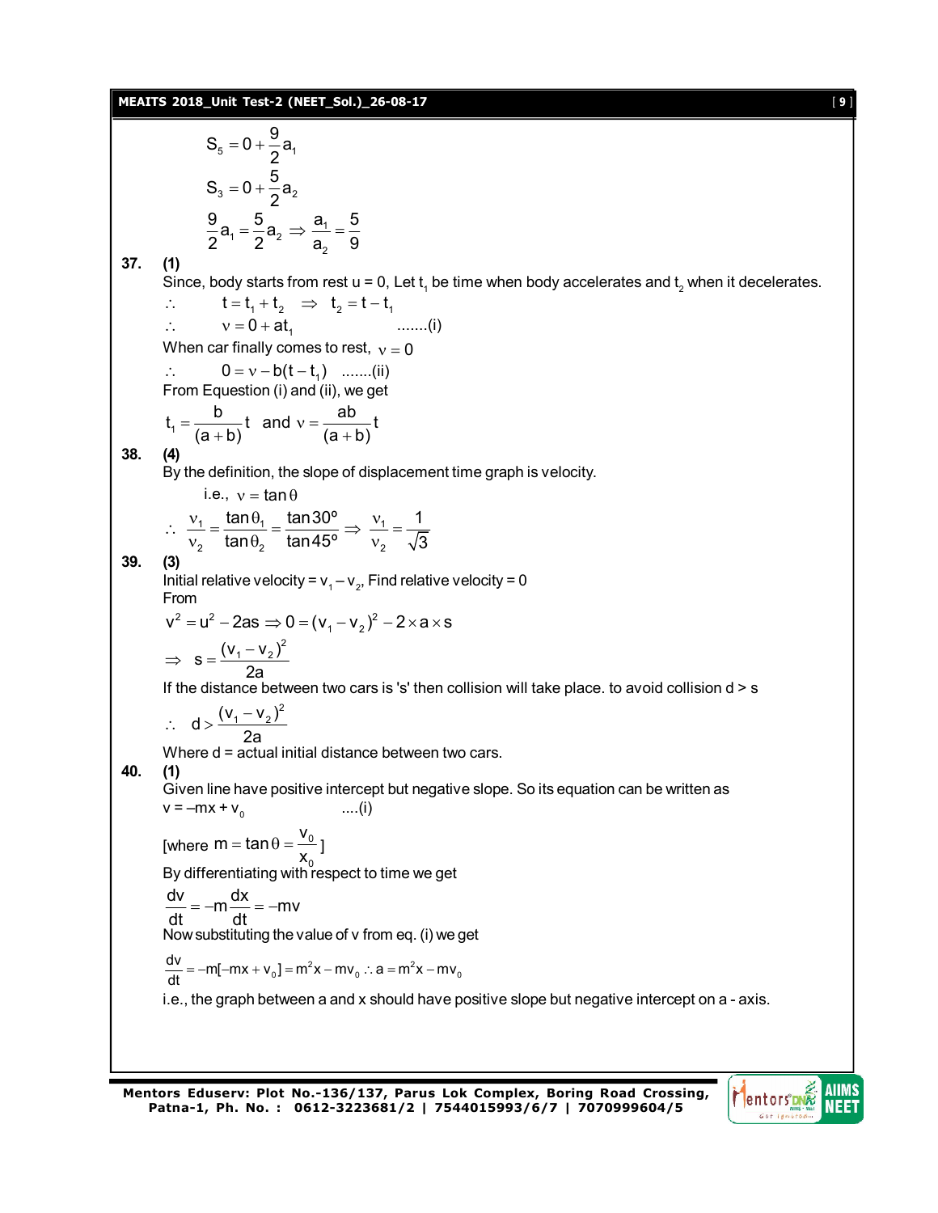$$S_5 = 0 + \frac{9}{2}a_1$$

$$S_3 = 0 + \frac{5}{2}a_2$$

$$\frac{9}{2}a_1 = \frac{5}{2}a_2 \Rightarrow \frac{a_1}{a_2} = \frac{5}{9}$$

**37. (1)**

Since, body starts from rest u = 0, Let $t_1$ be time when body accelerates and $t_2$ when it decelerates.

$\therefore \quad t = t_1 + t_2 \quad \Rightarrow \quad t_2 = t - t_1$

$\therefore \quad v = 0 + at_1$ .......(i)

When car finally comes to rest, $v = 0$

$\therefore \quad 0 = v - b(t - t_1)$ .......(ii)

From Equation (i) and (ii), we get

$$t_1 = \frac{b}{(a+b)}t \quad \text{and} \quad v = \frac{ab}{(a+b)}t$$

**38. (4)**

By the definition, the slope of displacement time graph is velocity.

i.e., $v = \tan\theta$

$$\therefore \quad \frac{v_1}{v_2} = \frac{\tan\theta_1}{\tan\theta_2} = \frac{\tan 30^\circ}{\tan 45^\circ} \Rightarrow \frac{v_1}{v_2} = \frac{1}{\sqrt{3}}$$

**39. (3)**

Initial relative velocity = $v_1 - v_2$, Find relative velocity = 0

From

$$v^2 = u^2 - 2as \Rightarrow 0 = (v_1 - v_2)^2 - 2 \times a \times s$$

$$\Rightarrow \quad s = \frac{(v_1 - v_2)^2}{2a}$$

If the distance between two cars is 's' then collision will take place. to avoid collision d > s

$$\therefore \quad d > \frac{(v_1 - v_2)^2}{2a}$$

Where d = actual initial distance between two cars.

**40. (1)**

Given line have positive intercept but negative slope. So its equation can be written as

$v = -mx + v_0$ ....(i)

[where $m = \tan\theta = \frac{v_0}{x_0}$]

By differentiating with respect to time we get

$$\frac{dv}{dt} = -m\frac{dx}{dt} = -mv$$

Now substituting the value of v from eq. (i) we get

$$\frac{dv}{dt} = -m[-mx + v_0] = m^2x - mv_0 \therefore a = m^2x - mv_0$$

i.e., the graph between a and x should have positive slope but negative intercept on a - axis.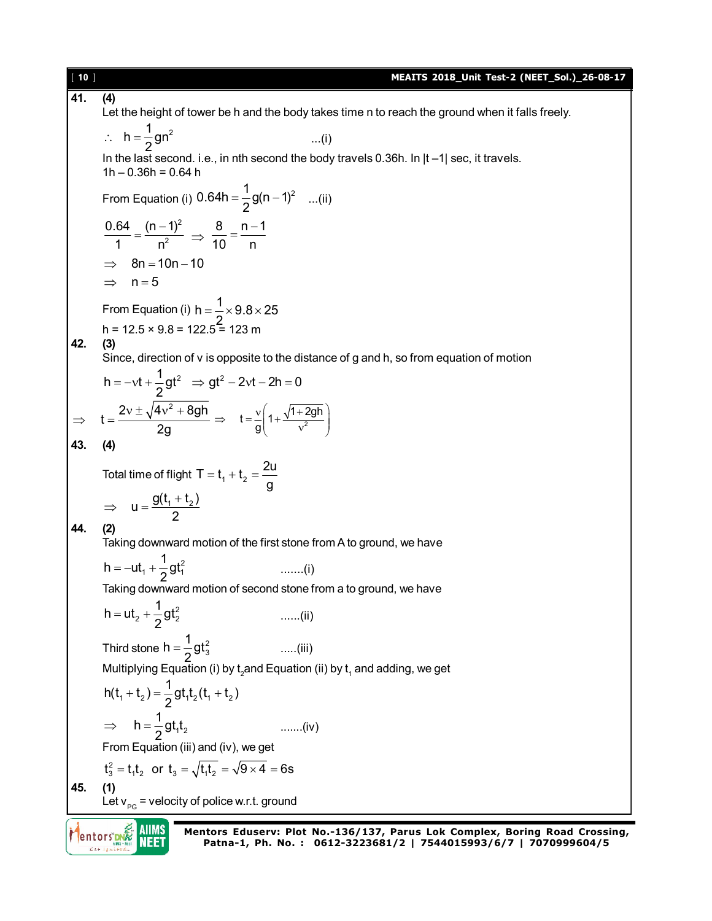**41.** **(4)**

Let the height of tower be h and the body takes time n to reach the ground when it falls freely.

$\therefore \quad h = \frac{1}{2}gn^2$ ...(i)

In the last second. i.e., in nth second the body travels 0.36h. In |t –1| sec, it travels.

1h – 0.36h = 0.64 h

From Equation (i) $0.64h = \frac{1}{2}g(n-1)^2$ ...(ii)

$\frac{0.64}{1} = \frac{(n-1)^2}{n^2} \Rightarrow \frac{8}{10} = \frac{n-1}{n}$

$\Rightarrow \quad 8n = 10n - 10$

$\Rightarrow \quad n = 5$

From Equation (i) $h = \frac{1}{2} \times 9.8 \times 25$

h = 12.5 × 9.8 = 122.5 = 123 m

**42.** **(3)**

Since, direction of v is opposite to the distance of g and h, so from equation of motion

$h = -vt + \frac{1}{2}gt^2 \quad \Rightarrow gt^2 - 2vt - 2h = 0$

$\Rightarrow \quad t = \frac{2v \pm \sqrt{4v^2 + 8gh}}{2g} \Rightarrow \quad t = \frac{v}{g}\left(1 + \frac{\sqrt{1+2gh}}{v^2}\right)$

**43.** **(4)**

Total time of flight $T = t_1 + t_2 = \frac{2u}{g}$

$\Rightarrow \quad u = \frac{g(t_1 + t_2)}{2}$

**44.** **(2)**

Taking downward motion of the first stone from A to ground, we have

$h = -ut_1 + \frac{1}{2}gt_1^2$ .......(i)

Taking downward motion of second stone from a to ground, we have

$h = ut_2 + \frac{1}{2}gt_2^2$ ......(ii)

Third stone $h = \frac{1}{2}gt_3^2$ .....(iii)

Multiplying Equation (i) by $t_2$ and Equation (ii) by $t_1$ and adding, we get

$h(t_1 + t_2) = \frac{1}{2}gt_1t_2(t_1 + t_2)$

$\Rightarrow \quad h = \frac{1}{2}gt_1t_2$ .......(iv)

From Equation (iii) and (iv), we get

$t_3^2 = t_1t_2 \;$ or $\; t_3 = \sqrt{t_1t_2} = \sqrt{9 \times 4} = 6\text{s}$

**45.** **(1)**

Let $v_{PG}$ = velocity of police w.r.t. ground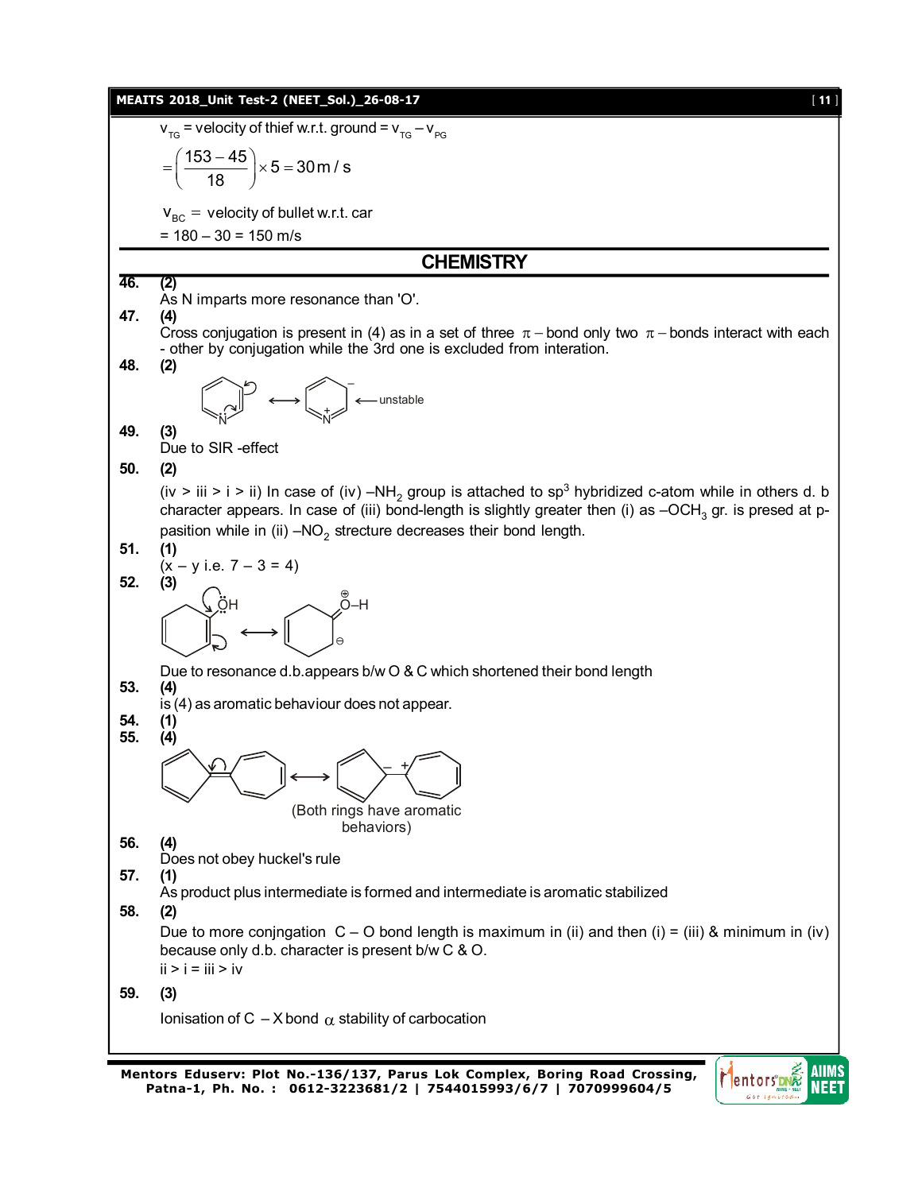$v_{TG}$ = velocity of thief w.r.t. ground = $v_{TG} - v_{PG}$

$$= \left(\frac{153-45}{18}\right) \times 5 = 30\,m/s$$

$v_{BC}$ = velocity of bullet w.r.t. car

= 180 – 30 = 150 m/s

## CHEMISTRY

**46. (2)**
As N imparts more resonance than 'O'.

**47. (4)**
Cross conjugation is present in (4) as in a set of three $\pi$ – bond only two $\pi$ – bonds interact with each - other by conjugation while the 3rd one is excluded from interation.

**48. (2)**

$\longleftrightarrow$ $\longleftarrow$ unstable

**49. (3)**
Due to SIR -effect

**50. (2)**
(iv > iii > i > ii) In case of (iv) $-NH_2$ group is attached to $sp^3$ hybridized c-atom while in others d. b character appears. In case of (iii) bond-length is slightly greater then (i) as $-OCH_3$ gr. is presed at p-pasition while in (ii) $-NO_2$ strecture decreases their bond length.

**51. (1)**
(x – y i.e. 7 – 3 = 4)

**52. (3)**

$\longleftrightarrow$

Due to resonance d.b.appears b/w O & C which shortened their bond length

**53. (4)**
is (4) as aromatic behaviour does not appear.

**54. (1)**

**55. (4)**

$\longleftrightarrow$

(Both rings have aromatic behaviors)

**56. (4)**
Does not obey huckel's rule

**57. (1)**
As product plus intermediate is formed and intermediate is aromatic stabilized

**58. (2)**
Due to more conjngation C – O bond length is maximum in (ii) and then (i) = (iii) & minimum in (iv) because only d.b. character is present b/w C & O.
ii > i = iii > iv

**59. (3)**
Ionisation of C – X bond $\alpha$ stability of carbocation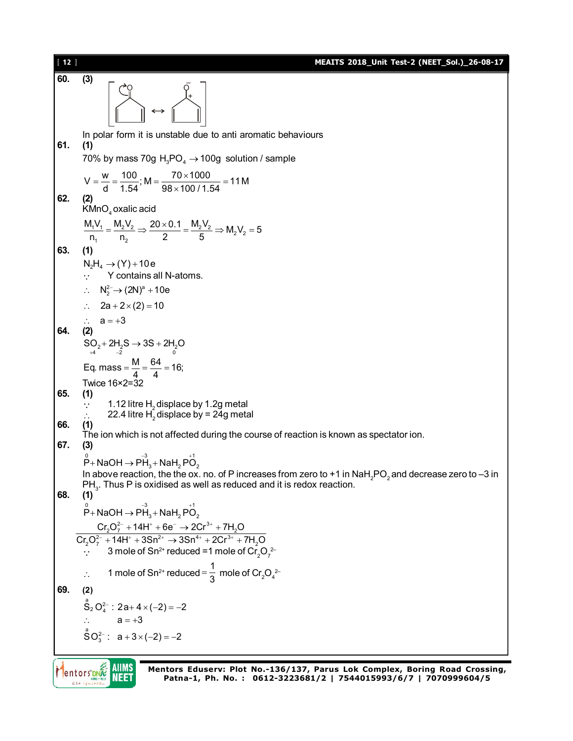**60.** **(3)**

$$\left[ \text{cyclopentadienone} \leftrightarrow \text{polar form } (O^-,\ C^+) \right]$$

In polar form it is unstable due to anti aromatic behaviours

**61.** **(1)**

70% by mass 70g $H_3PO_4 \rightarrow$ 100g solution / sample

$$V = \frac{w}{d} = \frac{100}{1.54};\ M = \frac{70 \times 1000}{98 \times 100/1.54} = 11\,M$$

**62.** **(2)**

$KMnO_4$ oxalic acid

$$\frac{M_1V_1}{n_1} = \frac{M_2V_2}{n_2} \Rightarrow \frac{20 \times 0.1}{2} = \frac{M_2V_2}{5} \Rightarrow M_2V_2 = 5$$

**63.** **(1)**

$N_2H_4 \rightarrow (Y) + 10e$

$\because$ Y contains all N-atoms.

$\therefore$ $N_2^{2-} \rightarrow (2N)^a + 10e$

$\therefore$ $2a + 2 \times (2) = 10$

$\therefore$ $a = +3$

**64.** **(2)**

$\underset{+4}{SO_2} + 2\underset{-2}{H_2S} \rightarrow \underset{0}{3S} + 2H_2O$

$$\text{Eq. mass} = \frac{M}{4} = \frac{64}{4} = 16;$$

Twice 16×2=32

**65.** **(1)**

$\because$ 1.12 litre $H_2$ displace by 1.2g metal

$\therefore$ 22.4 litre $H_2$ displace by = 24g metal

**66.** **(1)**

The ion which is not affected during the course of reaction is known as spectator ion.

**67.** **(3)**

$\overset{0}{P} + NaOH \rightarrow \overset{-3}{P}H_3 + NaH_2\overset{+1}{P}O_2$

In above reaction, the the ox. no. of P increases from zero to +1 in $NaH_2PO_2$ and decrease zero to –3 in $PH_3$. Thus P is oxidised as well as reduced and it is redox reaction.

**68.** **(1)**

$\overset{0}{P} + NaOH \rightarrow \overset{-3}{P}H_3 + NaH_2\overset{+1}{P}O_2$

$$Cr_2O_7^{2-} + 14H^+ + 6e^- \rightarrow 2Cr^{3+} + 7H_2O$$

$$Cr_2O_7^{2-} + 14H^+ + 3Sn^{2+} \rightarrow 3Sn^{4+} + 2Cr^{3+} + 7H_2O$$

$\because$ 3 mole of $Sn^{2+}$ reduced =1 mole of $Cr_2O_7^{2-}$

$\therefore$ 1 mole of $Sn^{2+}$ reduced $= \frac{1}{3}$ mole of $Cr_2O_4^{2-}$

**69.** **(2)**

$\overset{a}{S}_2O_4^{2-}$ : $2a + 4 \times (-2) = -2$

$\therefore$ $a = +3$

$\overset{a}{S}O_3^{2-}$ : $a + 3 \times (-2) = -2$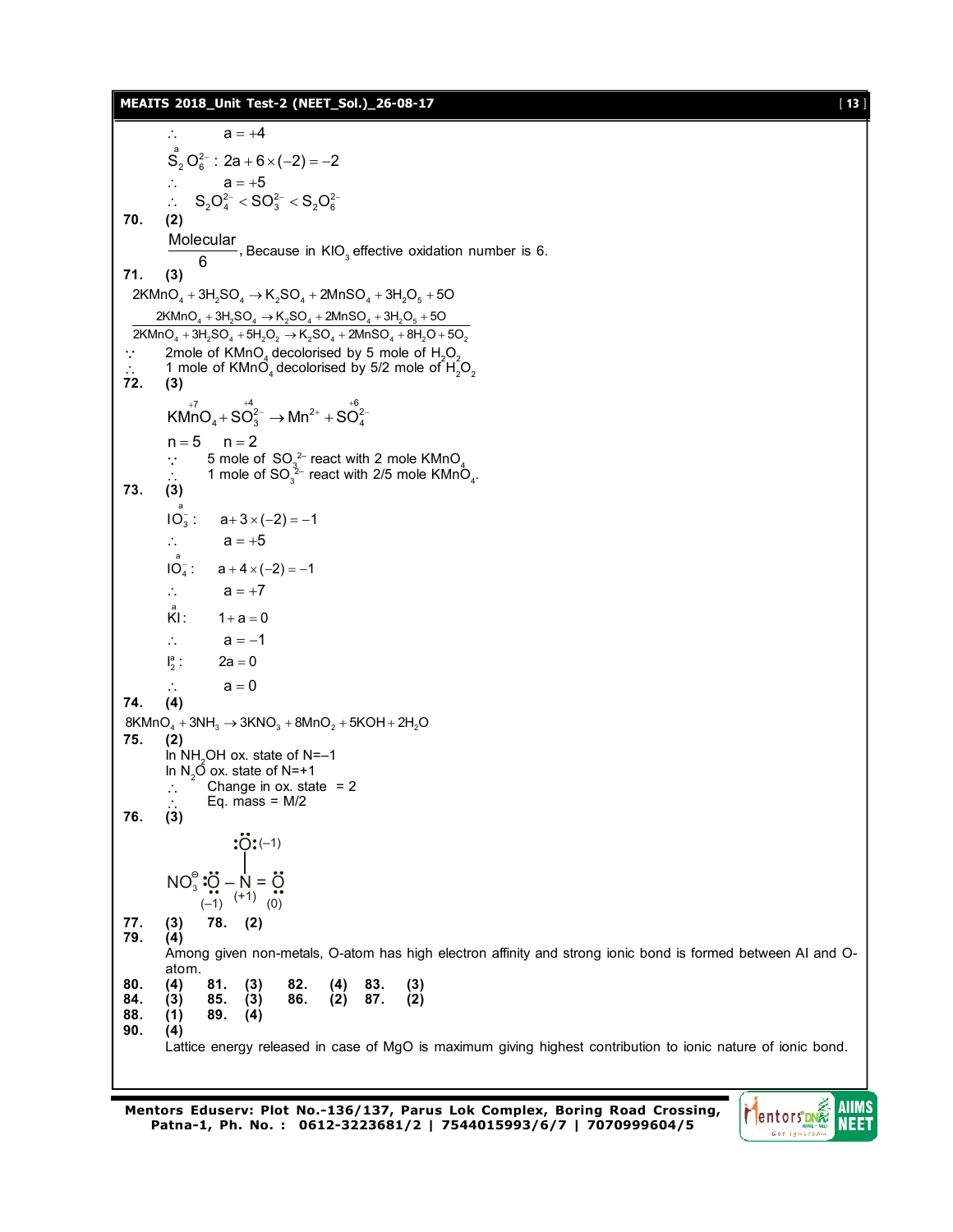$\therefore \quad a = +4$

$\overset{a}{S}_2O_6^{2-}: 2a + 6 \times (-2) = -2$

$\therefore \quad a = +5$

$\therefore \quad S_2O_4^{2-} < SO_3^{2-} < S_2O_6^{2-}$

**70.** **(2)**

$\frac{\text{Molecular}}{6}$, Because in $KIO_3$ effective oxidation number is 6.

**71.** **(3)**

$2KMnO_4 + 3H_2SO_4 \rightarrow K_2SO_4 + 2MnSO_4 + 3H_2O_5 + 5O$

$\frac{2KMnO_4 + 3H_2SO_4 \rightarrow K_2SO_4 + 2MnSO_4 + 3H_2O_5 + 5O}{2KMnO_4 + 3H_2SO_4 + 5H_2O_2 \rightarrow K_2SO_4 + 2MnSO_4 + 8H_2O + 5O_2}$

$\because$ 2mole of $KMnO_4$ decolorised by 5 mole of $H_2O_2$

$\therefore$ 1 mole of $KMnO_4$ decolorised by 5/2 mole of $H_2O_2$

**72.** **(3)**

$K\overset{+7}{Mn}O_4 + \overset{+4}{S}O_3^{2-} \rightarrow Mn^{2+} + \overset{+6}{S}O_4^{2-}$

$n = 5 \quad n = 2$

$\because$ 5 mole of $SO_3^{2-}$ react with 2 mole $KMnO_4$

$\therefore$ 1 mole of $SO_3^{2-}$ react with 2/5 mole $KMnO_4$.

**73.** **(3)**

$\overset{a}{I}O_3^-: \quad a + 3 \times (-2) = -1$

$\therefore \quad a = +5$

$\overset{a}{I}O_4^-: \quad a + 4 \times (-2) = -1$

$\therefore \quad a = +7$

$K\overset{a}{I}: \quad 1 + a = 0$

$\therefore \quad a = -1$

$I_2^a: \quad 2a = 0$

$\therefore \quad a = 0$

**74.** **(4)**

$8KMnO_4 + 3NH_3 \rightarrow 3KNO_3 + 8MnO_2 + 5KOH + 2H_2O$

**75.** **(2)**

In $NH_2OH$ ox. state of N=–1

In $N_2O$ ox. state of N=+1

$\therefore$ Change in ox. state = 2

$\therefore$ Eq. mass = M/2

**76.** **(3)**

$NO_3^{\ominus}$: $:\ddot{O}:$ (–1) bonded to N; $:\ddot{O}-N=\ddot{O}$ with charges (–1), (+1), (0)

**77.** **(3) 78. (2)**

**79.** **(4)**

Among given non-metals, O-atom has high electron affinity and strong ionic bond is formed between Al and O-atom.

**80.** **(4) 81. (3) 82. (4) 83. (3)**

**84.** **(3) 85. (3) 86. (2) 87. (2)**

**88.** **(1) 89. (4)**

**90.** **(4)**

Lattice energy released in case of MgO is maximum giving highest contribution to ionic nature of ionic bond.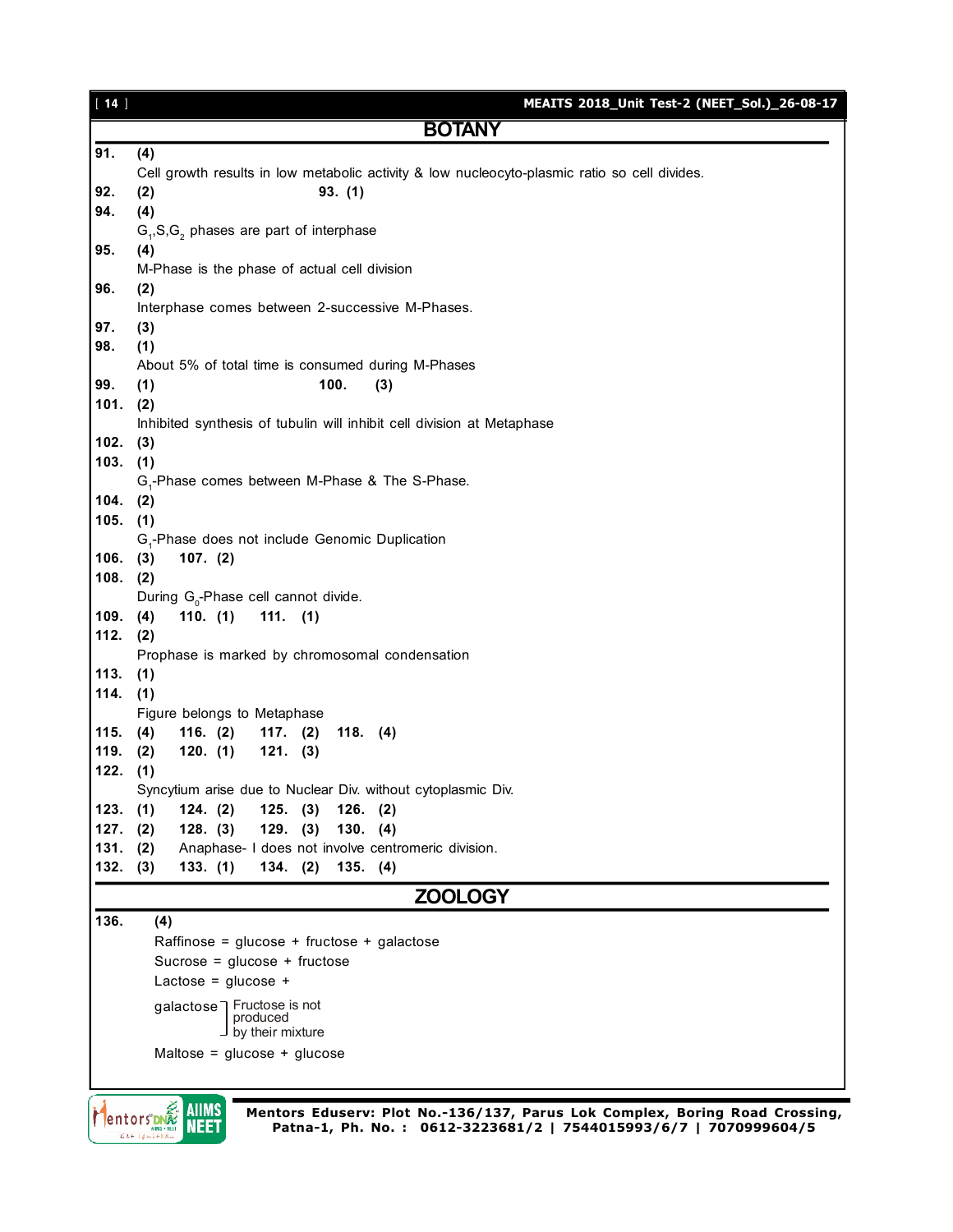## BOTANY

**91.** **(4)**
Cell growth results in low metabolic activity & low nucleocyto-plasmic ratio so cell divides.

**92.** **(2)** **93. (1)**

**94.** **(4)**
$G_1$,S,$G_2$ phases are part of interphase

**95.** **(4)**
M-Phase is the phase of actual cell division

**96.** **(2)**
Interphase comes between 2-successive M-Phases.

**97.** **(3)**

**98.** **(1)**
About 5% of total time is consumed during M-Phases

**99.** **(1)** **100.** **(3)**

**101.** **(2)**
Inhibited synthesis of tubulin will inhibit cell division at Metaphase

**102.** **(3)**

**103.** **(1)**
$G_1$-Phase comes between M-Phase & The S-Phase.

**104.** **(2)**

**105.** **(1)**
$G_1$-Phase does not include Genomic Duplication

**106.** **(3)** **107. (2)**

**108.** **(2)**
During $G_0$-Phase cell cannot divide.

**109.** **(4)** **110. (1)** **111. (1)**

**112.** **(2)**
Prophase is marked by chromosomal condensation

**113.** **(1)**

**114.** **(1)**
Figure belongs to Metaphase

**115.** **(4)** **116. (2)** **117. (2)** **118. (4)**

**119.** **(2)** **120. (1)** **121. (3)**

**122.** **(1)**
Syncytium arise due to Nuclear Div. without cytoplasmic Div.

**123.** **(1)** **124. (2)** **125. (3)** **126. (2)**

**127.** **(2)** **128. (3)** **129. (3)** **130. (4)**

**131.** **(2)** Anaphase- I does not involve centromeric division.

**132.** **(3)** **133. (1)** **134. (2)** **135. (4)**

## ZOOLOGY

**136.** **(4)**

Raffinose = glucose + fructose + galactose

Sucrose = glucose + fructose

Lactose = glucose + galactose ] Fructose is not produced by their mixture

Maltose = glucose + glucose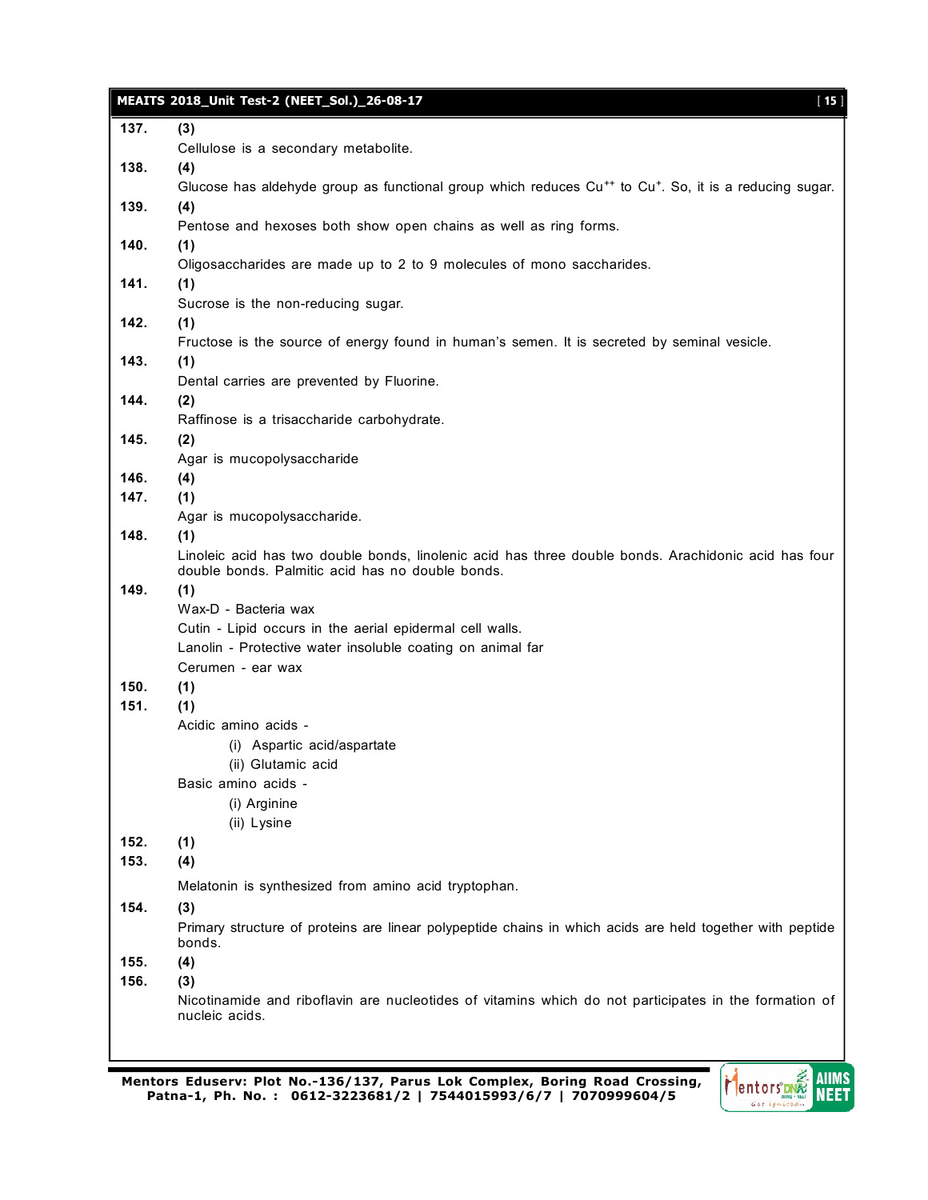**137.** **(3)**

Cellulose is a secondary metabolite.

**138.** **(4)**

Glucose has aldehyde group as functional group which reduces $Cu^{++}$ to $Cu^{+}$. So, it is a reducing sugar.

**139.** **(4)**

Pentose and hexoses both show open chains as well as ring forms.

**140.** **(1)**

Oligosaccharides are made up to 2 to 9 molecules of mono saccharides.

**141.** **(1)**

Sucrose is the non-reducing sugar.

**142.** **(1)**

Fructose is the source of energy found in human's semen. It is secreted by seminal vesicle.

**143.** **(1)**

Dental carries are prevented by Fluorine.

**144.** **(2)**

Raffinose is a trisaccharide carbohydrate.

**145.** **(2)**

Agar is mucopolysaccharide

**146.** **(4)**

**147.** **(1)**

Agar is mucopolysaccharide.

**148.** **(1)**

Linoleic acid has two double bonds, linolenic acid has three double bonds. Arachidonic acid has four double bonds. Palmitic acid has no double bonds.

**149.** **(1)**

Wax-D - Bacteria wax

Cutin - Lipid occurs in the aerial epidermal cell walls.

Lanolin - Protective water insoluble coating on animal far

Cerumen - ear wax

**150.** **(1)**

**151.** **(1)**

Acidic amino acids -

(i) Aspartic acid/aspartate

(ii) Glutamic acid

Basic amino acids -

(i) Arginine

(ii) Lysine

**152.** **(1)**

**153.** **(4)**

Melatonin is synthesized from amino acid tryptophan.

**154.** **(3)**

Primary structure of proteins are linear polypeptide chains in which acids are held together with peptide bonds.

**155.** **(4)**

**156.** **(3)**

Nicotinamide and riboflavin are nucleotides of vitamins which do not participates in the formation of nucleic acids.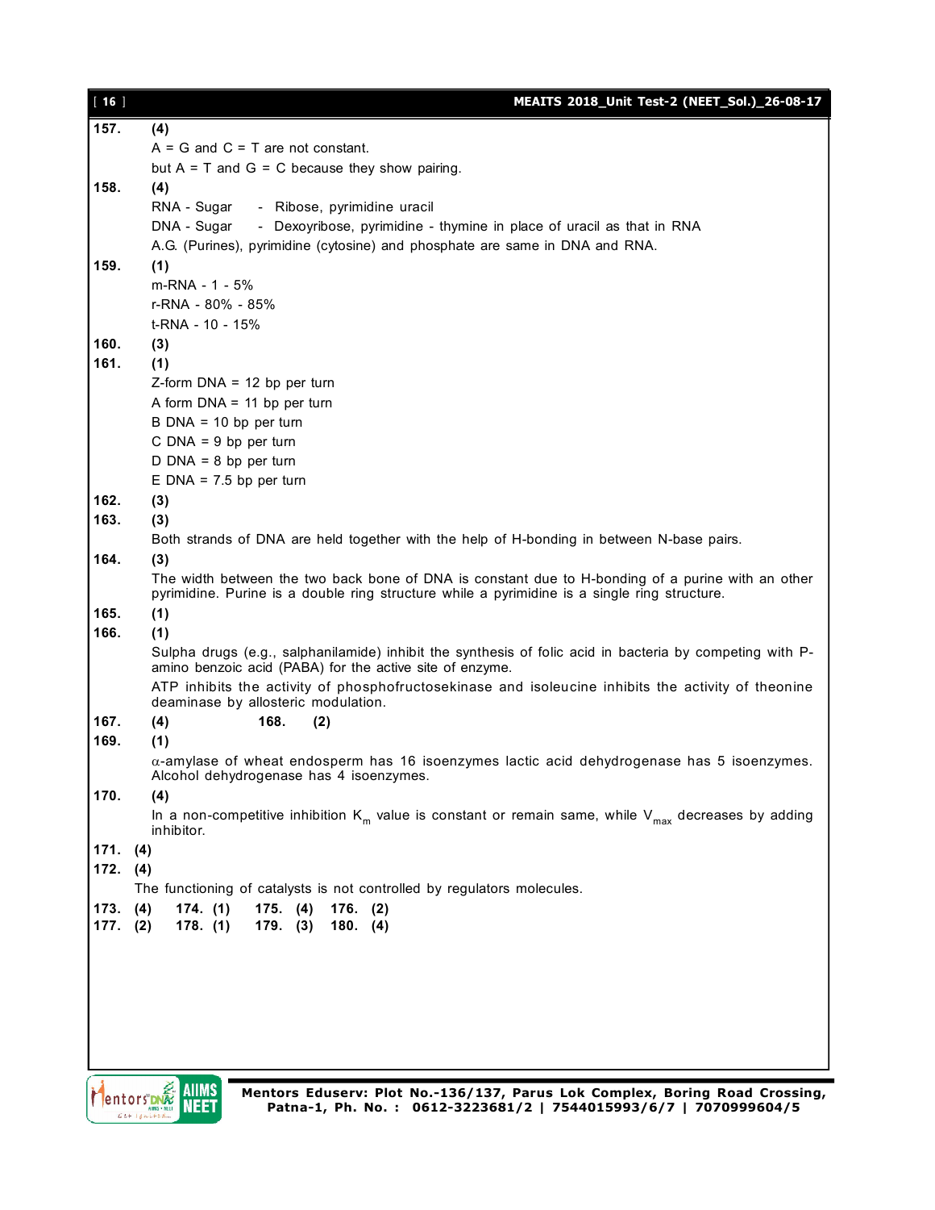**157.** **(4)**

A = G and C = T are not constant.

but A = T and G = C because they show pairing.

**158.** **(4)**

RNA - Sugar - Ribose, pyrimidine uracil

DNA - Sugar - Dexoyribose, pyrimidine - thymine in place of uracil as that in RNA

A.G. (Purines), pyrimidine (cytosine) and phosphate are same in DNA and RNA.

**159.** **(1)**

m-RNA - 1 - 5%

r-RNA - 80% - 85%

t-RNA - 10 - 15%

**160.** **(3)**

**161.** **(1)**

Z-form DNA = 12 bp per turn

A form DNA = 11 bp per turn

B DNA = 10 bp per turn

C DNA = 9 bp per turn

D DNA = 8 bp per turn

E DNA = 7.5 bp per turn

**162.** **(3)**

**163.** **(3)**

Both strands of DNA are held together with the help of H-bonding in between N-base pairs.

**164.** **(3)**

The width between the two back bone of DNA is constant due to H-bonding of a purine with an other pyrimidine. Purine is a double ring structure while a pyrimidine is a single ring structure.

**165.** **(1)**

**166.** **(1)**

Sulpha drugs (e.g., salphanilamide) inhibit the synthesis of folic acid in bacteria by competing with P-amino benzoic acid (PABA) for the active site of enzyme.

ATP inhibits the activity of phosphofructosekinase and isoleucine inhibits the activity of theonine deaminase by allosteric modulation.

**167.** **(4)** **168.** **(2)**

**169.** **(1)**

$\alpha$-amylase of wheat endosperm has 16 isoenzymes lactic acid dehydrogenase has 5 isoenzymes. Alcohol dehydrogenase has 4 isoenzymes.

**170.** **(4)**

In a non-competitive inhibition $K_m$ value is constant or remain same, while $V_{max}$ decreases by adding inhibitor.

**171.** **(4)**

**172.** **(4)**

The functioning of catalysts is not controlled by regulators molecules.

**173.** **(4)** **174.** **(1)** **175.** **(4)** **176.** **(2)**

**177.** **(2)** **178.** **(1)** **179.** **(3)** **180.** **(4)**

Mentors Eduserv: Plot No.-136/137, Parus Lok Complex, Boring Road Crossing, Patna-1, Ph. No. : 0612-3223681/2 | 7544015993/6/7 | 7070999604/5